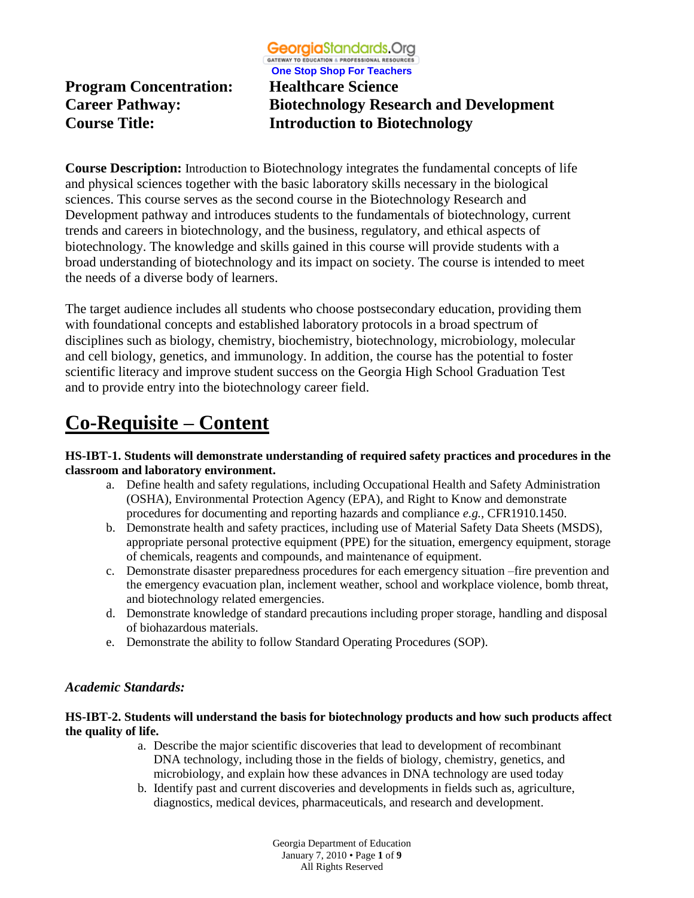GeorgiaStandards.Org
GATEWAY TO EDUCATION & PROFESSIONAL RESOURCES
One Stop Shop For Teachers

**Program Concentration:** **Healthcare Science**
**Career Pathway:** **Biotechnology Research and Development**
**Course Title:** **Introduction to Biotechnology**

**Course Description:** Introduction to Biotechnology integrates the fundamental concepts of life and physical sciences together with the basic laboratory skills necessary in the biological sciences. This course serves as the second course in the Biotechnology Research and Development pathway and introduces students to the fundamentals of biotechnology, current trends and careers in biotechnology, and the business, regulatory, and ethical aspects of biotechnology. The knowledge and skills gained in this course will provide students with a broad understanding of biotechnology and its impact on society. The course is intended to meet the needs of a diverse body of learners.

The target audience includes all students who choose postsecondary education, providing them with foundational concepts and established laboratory protocols in a broad spectrum of disciplines such as biology, chemistry, biochemistry, biotechnology, microbiology, molecular and cell biology, genetics, and immunology. In addition, the course has the potential to foster scientific literacy and improve student success on the Georgia High School Graduation Test and to provide entry into the biotechnology career field.

# Co-Requisite – Content

**HS-IBT-1. Students will demonstrate understanding of required safety practices and procedures in the classroom and laboratory environment.**

a. Define health and safety regulations, including Occupational Health and Safety Administration (OSHA), Environmental Protection Agency (EPA), and Right to Know and demonstrate procedures for documenting and reporting hazards and compliance *e.g.,* CFR1910.1450.
b. Demonstrate health and safety practices, including use of Material Safety Data Sheets (MSDS), appropriate personal protective equipment (PPE) for the situation, emergency equipment, storage of chemicals, reagents and compounds, and maintenance of equipment.
c. Demonstrate disaster preparedness procedures for each emergency situation –fire prevention and the emergency evacuation plan, inclement weather, school and workplace violence, bomb threat, and biotechnology related emergencies.
d. Demonstrate knowledge of standard precautions including proper storage, handling and disposal of biohazardous materials.
e. Demonstrate the ability to follow Standard Operating Procedures (SOP).

### *Academic Standards:*

**HS-IBT-2. Students will understand the basis for biotechnology products and how such products affect the quality of life.**

a. Describe the major scientific discoveries that lead to development of recombinant DNA technology, including those in the fields of biology, chemistry, genetics, and microbiology, and explain how these advances in DNA technology are used today
b. Identify past and current discoveries and developments in fields such as, agriculture, diagnostics, medical devices, pharmaceuticals, and research and development.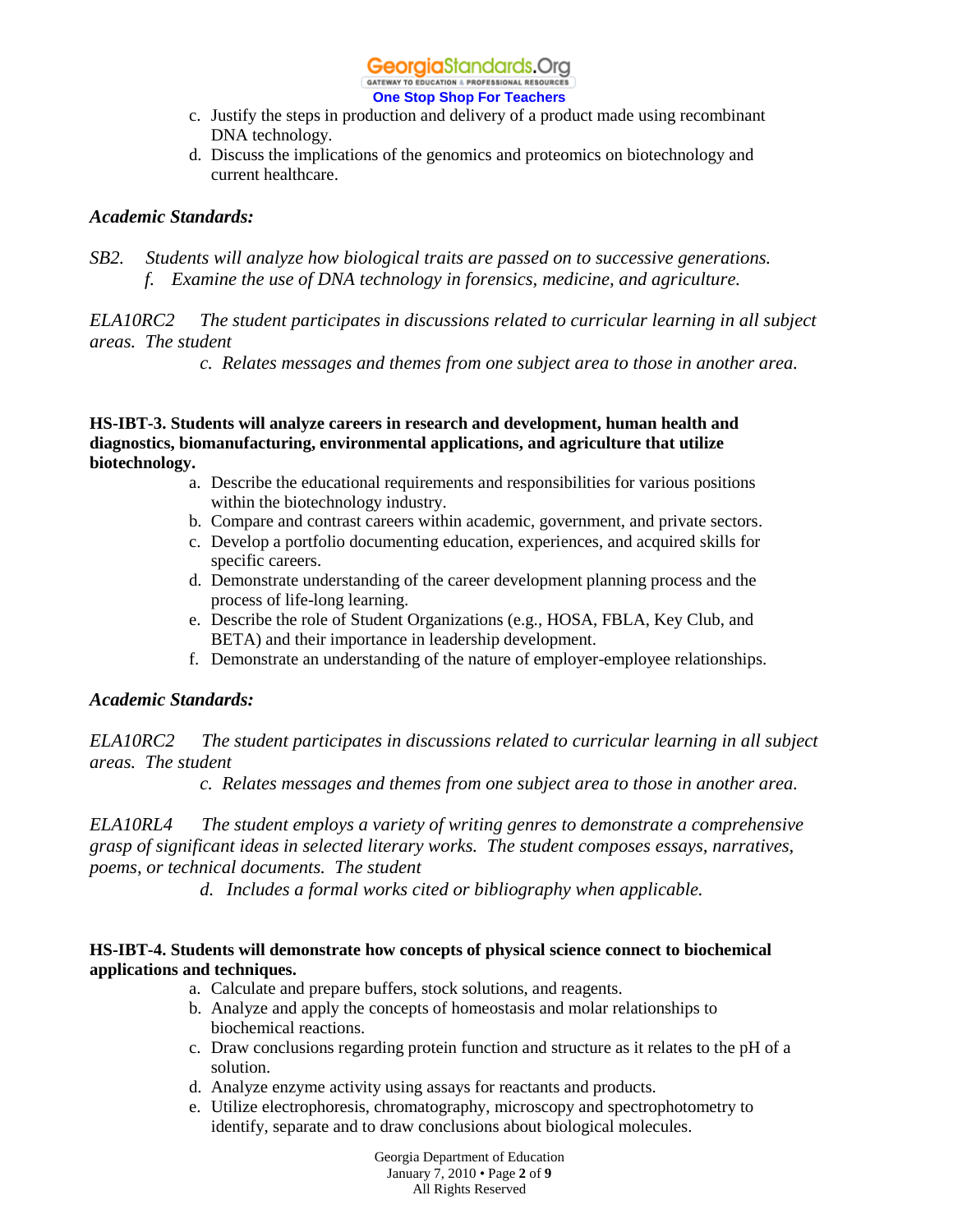c. Justify the steps in production and delivery of a product made using recombinant DNA technology.
d. Discuss the implications of the genomics and proteomics on biotechnology and current healthcare.

***Academic Standards:***

*SB2. Students will analyze how biological traits are passed on to successive generations.*

*f. Examine the use of DNA technology in forensics, medicine, and agriculture.*

*ELA10RC2 The student participates in discussions related to curricular learning in all subject areas. The student*

*c. Relates messages and themes from one subject area to those in another area.*

**HS-IBT-3. Students will analyze careers in research and development, human health and diagnostics, biomanufacturing, environmental applications, and agriculture that utilize biotechnology.**

a. Describe the educational requirements and responsibilities for various positions within the biotechnology industry.
b. Compare and contrast careers within academic, government, and private sectors.
c. Develop a portfolio documenting education, experiences, and acquired skills for specific careers.
d. Demonstrate understanding of the career development planning process and the process of life-long learning.
e. Describe the role of Student Organizations (e.g., HOSA, FBLA, Key Club, and BETA) and their importance in leadership development.
f. Demonstrate an understanding of the nature of employer-employee relationships.

***Academic Standards:***

*ELA10RC2 The student participates in discussions related to curricular learning in all subject areas. The student*

*c. Relates messages and themes from one subject area to those in another area.*

*ELA10RL4 The student employs a variety of writing genres to demonstrate a comprehensive grasp of significant ideas in selected literary works. The student composes essays, narratives, poems, or technical documents. The student*

*d. Includes a formal works cited or bibliography when applicable.*

**HS-IBT-4. Students will demonstrate how concepts of physical science connect to biochemical applications and techniques.**

a. Calculate and prepare buffers, stock solutions, and reagents.
b. Analyze and apply the concepts of homeostasis and molar relationships to biochemical reactions.
c. Draw conclusions regarding protein function and structure as it relates to the pH of a solution.
d. Analyze enzyme activity using assays for reactants and products.
e. Utilize electrophoresis, chromatography, microscopy and spectrophotometry to identify, separate and to draw conclusions about biological molecules.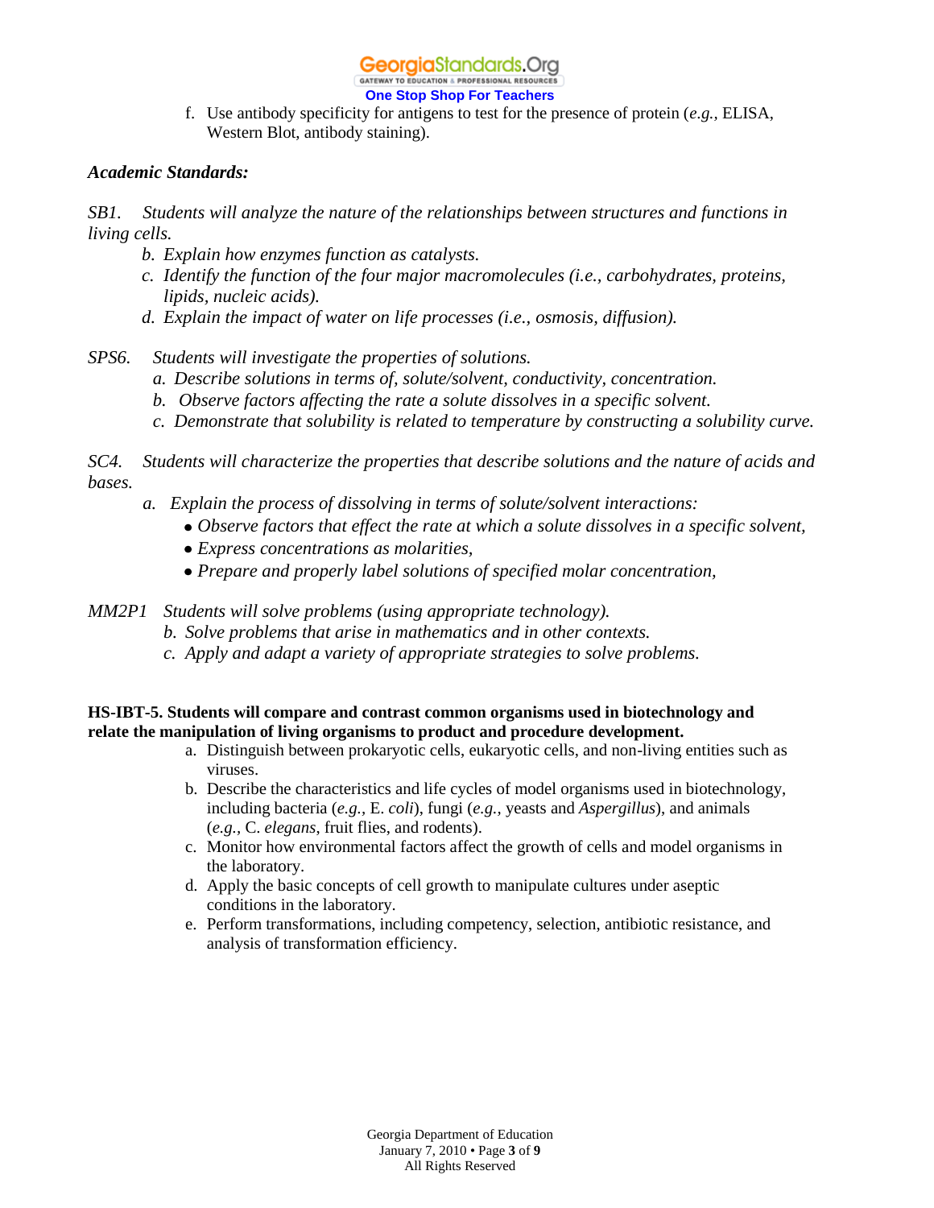f. Use antibody specificity for antigens to test for the presence of protein (*e.g.,* ELISA, Western Blot, antibody staining).

***Academic Standards:***

*SB1. Students will analyze the nature of the relationships between structures and functions in living cells.*

*b. Explain how enzymes function as catalysts.*

*c. Identify the function of the four major macromolecules (i.e., carbohydrates, proteins, lipids, nucleic acids).*

*d. Explain the impact of water on life processes (i.e., osmosis, diffusion).*

*SPS6. Students will investigate the properties of solutions.*

*a. Describe solutions in terms of, solute/solvent, conductivity, concentration.*

*b. Observe factors affecting the rate a solute dissolves in a specific solvent.*

*c. Demonstrate that solubility is related to temperature by constructing a solubility curve.*

*SC4. Students will characterize the properties that describe solutions and the nature of acids and bases.*

*a. Explain the process of dissolving in terms of solute/solvent interactions:*

- *Observe factors that effect the rate at which a solute dissolves in a specific solvent,*
- *Express concentrations as molarities,*
- *Prepare and properly label solutions of specified molar concentration,*

*MM2P1 Students will solve problems (using appropriate technology).*

*b. Solve problems that arise in mathematics and in other contexts.*

*c. Apply and adapt a variety of appropriate strategies to solve problems.*

**HS-IBT-5. Students will compare and contrast common organisms used in biotechnology and relate the manipulation of living organisms to product and procedure development.**

a. Distinguish between prokaryotic cells, eukaryotic cells, and non-living entities such as viruses.

b. Describe the characteristics and life cycles of model organisms used in biotechnology, including bacteria (*e.g.,* E. *coli*), fungi (*e.g.,* yeasts and *Aspergillus*), and animals (*e.g.,* C. *elegans*, fruit flies, and rodents).

c. Monitor how environmental factors affect the growth of cells and model organisms in the laboratory.

d. Apply the basic concepts of cell growth to manipulate cultures under aseptic conditions in the laboratory.

e. Perform transformations, including competency, selection, antibiotic resistance, and analysis of transformation efficiency.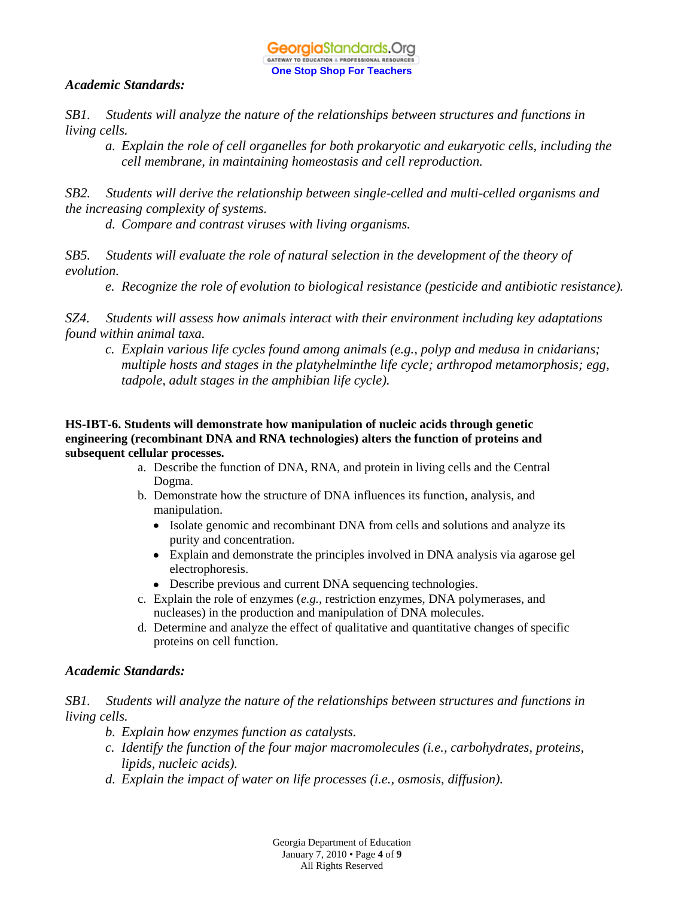*Academic Standards:*

*SB1. Students will analyze the nature of the relationships between structures and functions in living cells.*

*a. Explain the role of cell organelles for both prokaryotic and eukaryotic cells, including the cell membrane, in maintaining homeostasis and cell reproduction.*

*SB2. Students will derive the relationship between single-celled and multi-celled organisms and the increasing complexity of systems.*

*d. Compare and contrast viruses with living organisms.*

*SB5. Students will evaluate the role of natural selection in the development of the theory of evolution.*

*e. Recognize the role of evolution to biological resistance (pesticide and antibiotic resistance).*

*SZ4. Students will assess how animals interact with their environment including key adaptations found within animal taxa.*

*c. Explain various life cycles found among animals (e.g., polyp and medusa in cnidarians; multiple hosts and stages in the platyhelminthe life cycle; arthropod metamorphosis; egg, tadpole, adult stages in the amphibian life cycle).*

**HS-IBT-6. Students will demonstrate how manipulation of nucleic acids through genetic engineering (recombinant DNA and RNA technologies) alters the function of proteins and subsequent cellular processes.**

a. Describe the function of DNA, RNA, and protein in living cells and the Central Dogma.
b. Demonstrate how the structure of DNA influences its function, analysis, and manipulation.
    - Isolate genomic and recombinant DNA from cells and solutions and analyze its purity and concentration.
    - Explain and demonstrate the principles involved in DNA analysis via agarose gel electrophoresis.
    - Describe previous and current DNA sequencing technologies.
c. Explain the role of enzymes (*e.g.*, restriction enzymes, DNA polymerases, and nucleases) in the production and manipulation of DNA molecules.
d. Determine and analyze the effect of qualitative and quantitative changes of specific proteins on cell function.

*Academic Standards:*

*SB1. Students will analyze the nature of the relationships between structures and functions in living cells.*

*b. Explain how enzymes function as catalysts.*

*c. Identify the function of the four major macromolecules (i.e., carbohydrates, proteins, lipids, nucleic acids).*

*d. Explain the impact of water on life processes (i.e., osmosis, diffusion).*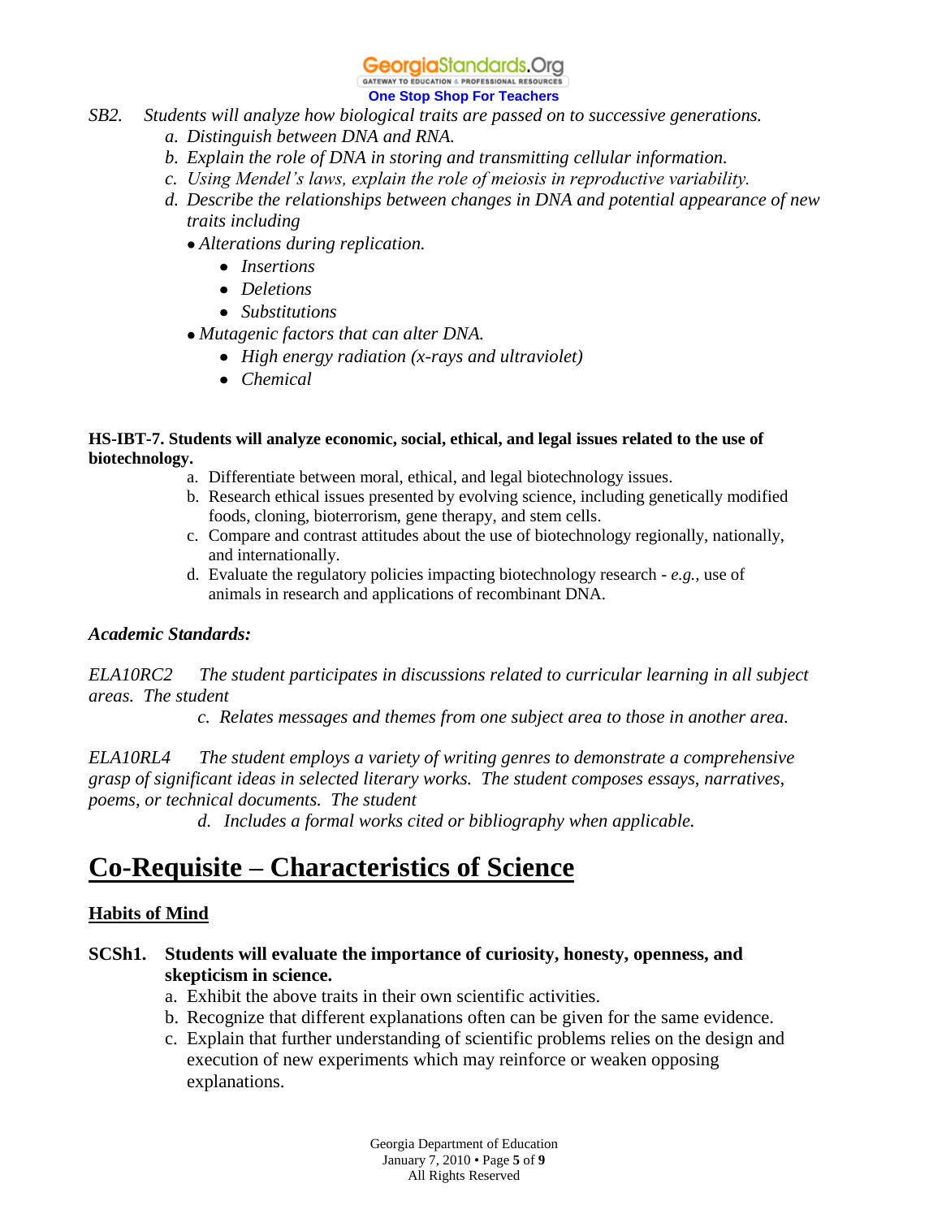*SB2. Students will analyze how biological traits are passed on to successive generations.*

*a. Distinguish between DNA and RNA.*

*b. Explain the role of DNA in storing and transmitting cellular information.*

*c. Using Mendel's laws, explain the role of meiosis in reproductive variability.*

*d. Describe the relationships between changes in DNA and potential appearance of new traits including*

- *Alterations during replication.*
  - *Insertions*
  - *Deletions*
  - *Substitutions*
- *Mutagenic factors that can alter DNA.*
  - *High energy radiation (x-rays and ultraviolet)*
  - *Chemical*

**HS-IBT-7. Students will analyze economic, social, ethical, and legal issues related to the use of biotechnology.**

a. Differentiate between moral, ethical, and legal biotechnology issues.

b. Research ethical issues presented by evolving science, including genetically modified foods, cloning, bioterrorism, gene therapy, and stem cells.

c. Compare and contrast attitudes about the use of biotechnology regionally, nationally, and internationally.

d. Evaluate the regulatory policies impacting biotechnology research - *e.g.*, use of animals in research and applications of recombinant DNA.

***Academic Standards:***

*ELA10RC2 The student participates in discussions related to curricular learning in all subject areas. The student*

*c. Relates messages and themes from one subject area to those in another area.*

*ELA10RL4 The student employs a variety of writing genres to demonstrate a comprehensive grasp of significant ideas in selected literary works. The student composes essays, narratives, poems, or technical documents. The student*

*d. Includes a formal works cited or bibliography when applicable.*

# Co-Requisite – Characteristics of Science

## Habits of Mind

**SCSh1. Students will evaluate the importance of curiosity, honesty, openness, and skepticism in science.**

a. Exhibit the above traits in their own scientific activities.

b. Recognize that different explanations often can be given for the same evidence.

c. Explain that further understanding of scientific problems relies on the design and execution of new experiments which may reinforce or weaken opposing explanations.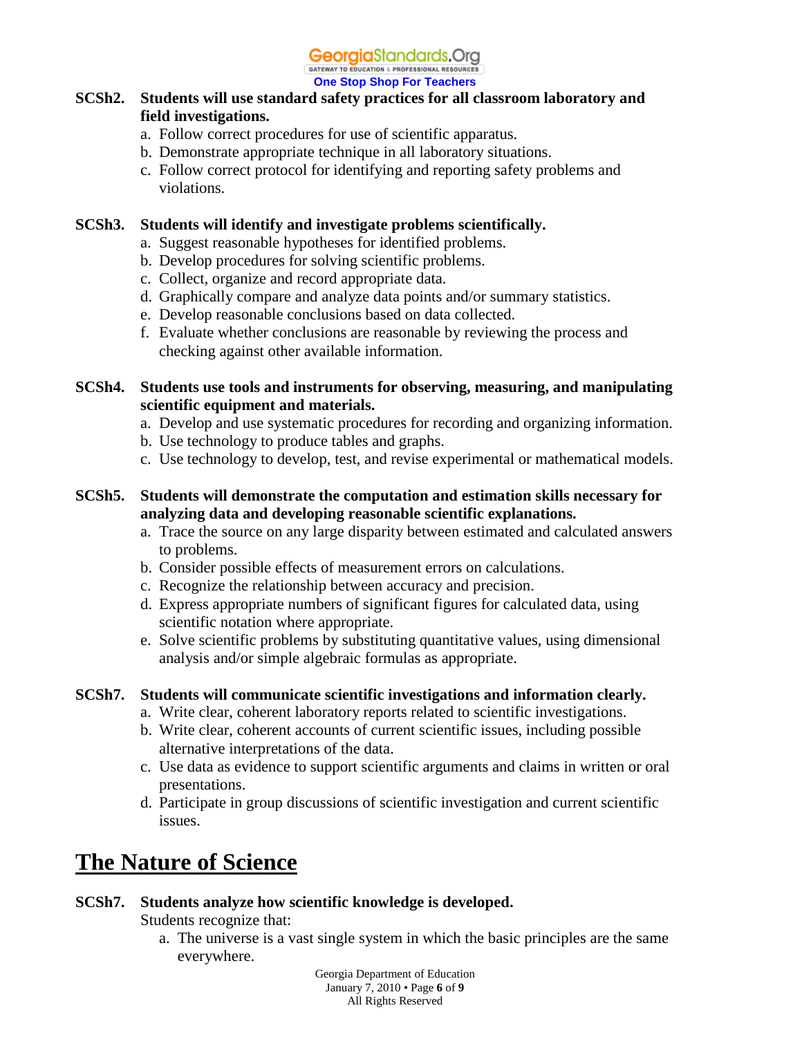**SCSh2. Students will use standard safety practices for all classroom laboratory and field investigations.**

a. Follow correct procedures for use of scientific apparatus.
b. Demonstrate appropriate technique in all laboratory situations.
c. Follow correct protocol for identifying and reporting safety problems and violations.

**SCSh3. Students will identify and investigate problems scientifically.**

a. Suggest reasonable hypotheses for identified problems.
b. Develop procedures for solving scientific problems.
c. Collect, organize and record appropriate data.
d. Graphically compare and analyze data points and/or summary statistics.
e. Develop reasonable conclusions based on data collected.
f. Evaluate whether conclusions are reasonable by reviewing the process and checking against other available information.

**SCSh4. Students use tools and instruments for observing, measuring, and manipulating scientific equipment and materials.**

a. Develop and use systematic procedures for recording and organizing information.
b. Use technology to produce tables and graphs.
c. Use technology to develop, test, and revise experimental or mathematical models.

**SCSh5. Students will demonstrate the computation and estimation skills necessary for analyzing data and developing reasonable scientific explanations.**

a. Trace the source on any large disparity between estimated and calculated answers to problems.
b. Consider possible effects of measurement errors on calculations.
c. Recognize the relationship between accuracy and precision.
d. Express appropriate numbers of significant figures for calculated data, using scientific notation where appropriate.
e. Solve scientific problems by substituting quantitative values, using dimensional analysis and/or simple algebraic formulas as appropriate.

**SCSh7. Students will communicate scientific investigations and information clearly.**

a. Write clear, coherent laboratory reports related to scientific investigations.
b. Write clear, coherent accounts of current scientific issues, including possible alternative interpretations of the data.
c. Use data as evidence to support scientific arguments and claims in written or oral presentations.
d. Participate in group discussions of scientific investigation and current scientific issues.

# The Nature of Science

**SCSh7. Students analyze how scientific knowledge is developed.**

Students recognize that:

a. The universe is a vast single system in which the basic principles are the same everywhere.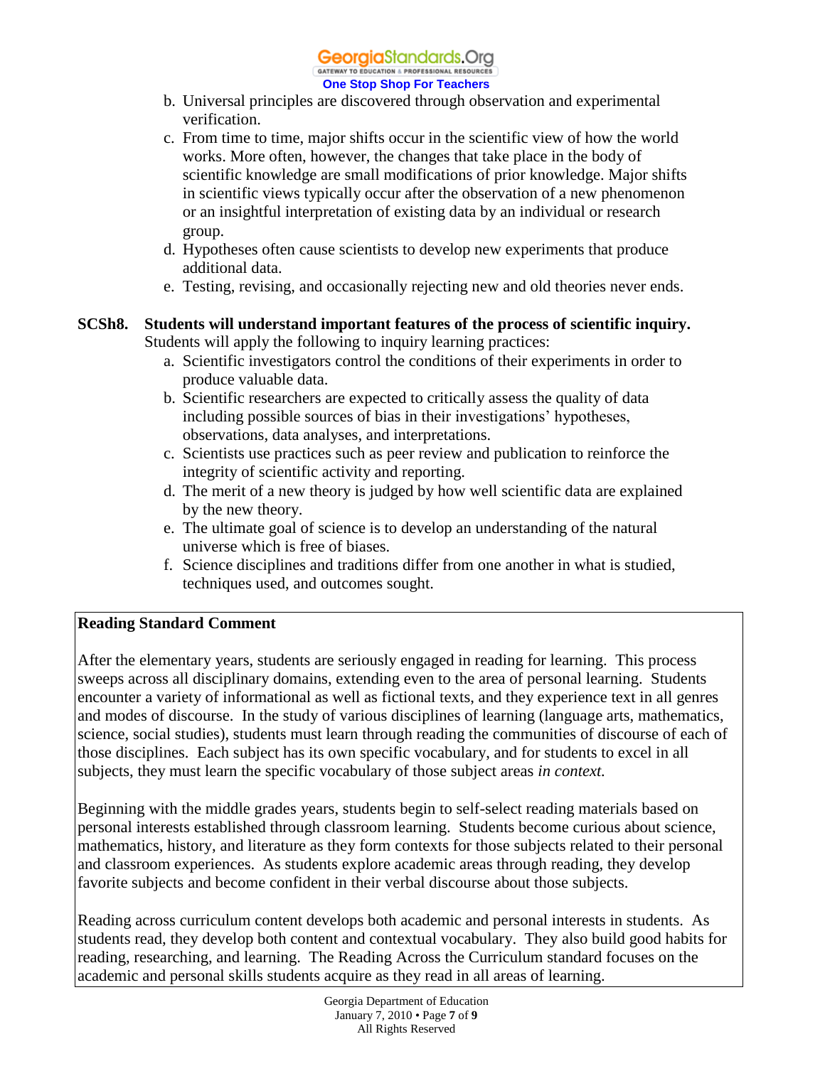b. Universal principles are discovered through observation and experimental verification.
c. From time to time, major shifts occur in the scientific view of how the world works. More often, however, the changes that take place in the body of scientific knowledge are small modifications of prior knowledge. Major shifts in scientific views typically occur after the observation of a new phenomenon or an insightful interpretation of existing data by an individual or research group.
d. Hypotheses often cause scientists to develop new experiments that produce additional data.
e. Testing, revising, and occasionally rejecting new and old theories never ends.

**SCSh8. Students will understand important features of the process of scientific inquiry.**
Students will apply the following to inquiry learning practices:

a. Scientific investigators control the conditions of their experiments in order to produce valuable data.
b. Scientific researchers are expected to critically assess the quality of data including possible sources of bias in their investigations' hypotheses, observations, data analyses, and interpretations.
c. Scientists use practices such as peer review and publication to reinforce the integrity of scientific activity and reporting.
d. The merit of a new theory is judged by how well scientific data are explained by the new theory.
e. The ultimate goal of science is to develop an understanding of the natural universe which is free of biases.
f. Science disciplines and traditions differ from one another in what is studied, techniques used, and outcomes sought.

**Reading Standard Comment**

After the elementary years, students are seriously engaged in reading for learning. This process sweeps across all disciplinary domains, extending even to the area of personal learning. Students encounter a variety of informational as well as fictional texts, and they experience text in all genres and modes of discourse. In the study of various disciplines of learning (language arts, mathematics, science, social studies), students must learn through reading the communities of discourse of each of those disciplines. Each subject has its own specific vocabulary, and for students to excel in all subjects, they must learn the specific vocabulary of those subject areas *in context.*

Beginning with the middle grades years, students begin to self-select reading materials based on personal interests established through classroom learning. Students become curious about science, mathematics, history, and literature as they form contexts for those subjects related to their personal and classroom experiences. As students explore academic areas through reading, they develop favorite subjects and become confident in their verbal discourse about those subjects.

Reading across curriculum content develops both academic and personal interests in students. As students read, they develop both content and contextual vocabulary. They also build good habits for reading, researching, and learning. The Reading Across the Curriculum standard focuses on the academic and personal skills students acquire as they read in all areas of learning.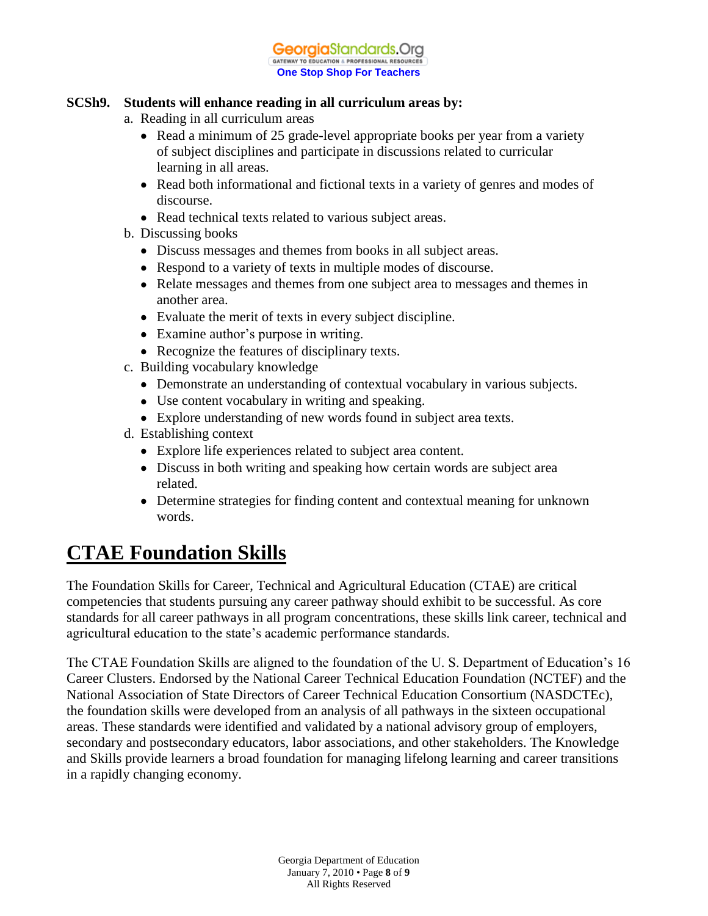**SCSh9. Students will enhance reading in all curriculum areas by:**

a. Reading in all curriculum areas
   - Read a minimum of 25 grade-level appropriate books per year from a variety of subject disciplines and participate in discussions related to curricular learning in all areas.
   - Read both informational and fictional texts in a variety of genres and modes of discourse.
   - Read technical texts related to various subject areas.

b. Discussing books
   - Discuss messages and themes from books in all subject areas.
   - Respond to a variety of texts in multiple modes of discourse.
   - Relate messages and themes from one subject area to messages and themes in another area.
   - Evaluate the merit of texts in every subject discipline.
   - Examine author's purpose in writing.
   - Recognize the features of disciplinary texts.

c. Building vocabulary knowledge
   - Demonstrate an understanding of contextual vocabulary in various subjects.
   - Use content vocabulary in writing and speaking.
   - Explore understanding of new words found in subject area texts.

d. Establishing context
   - Explore life experiences related to subject area content.
   - Discuss in both writing and speaking how certain words are subject area related.
   - Determine strategies for finding content and contextual meaning for unknown words.

# CTAE Foundation Skills

The Foundation Skills for Career, Technical and Agricultural Education (CTAE) are critical competencies that students pursuing any career pathway should exhibit to be successful. As core standards for all career pathways in all program concentrations, these skills link career, technical and agricultural education to the state's academic performance standards.

The CTAE Foundation Skills are aligned to the foundation of the U. S. Department of Education's 16 Career Clusters. Endorsed by the National Career Technical Education Foundation (NCTEF) and the National Association of State Directors of Career Technical Education Consortium (NASDCTEc), the foundation skills were developed from an analysis of all pathways in the sixteen occupational areas. These standards were identified and validated by a national advisory group of employers, secondary and postsecondary educators, labor associations, and other stakeholders. The Knowledge and Skills provide learners a broad foundation for managing lifelong learning and career transitions in a rapidly changing economy.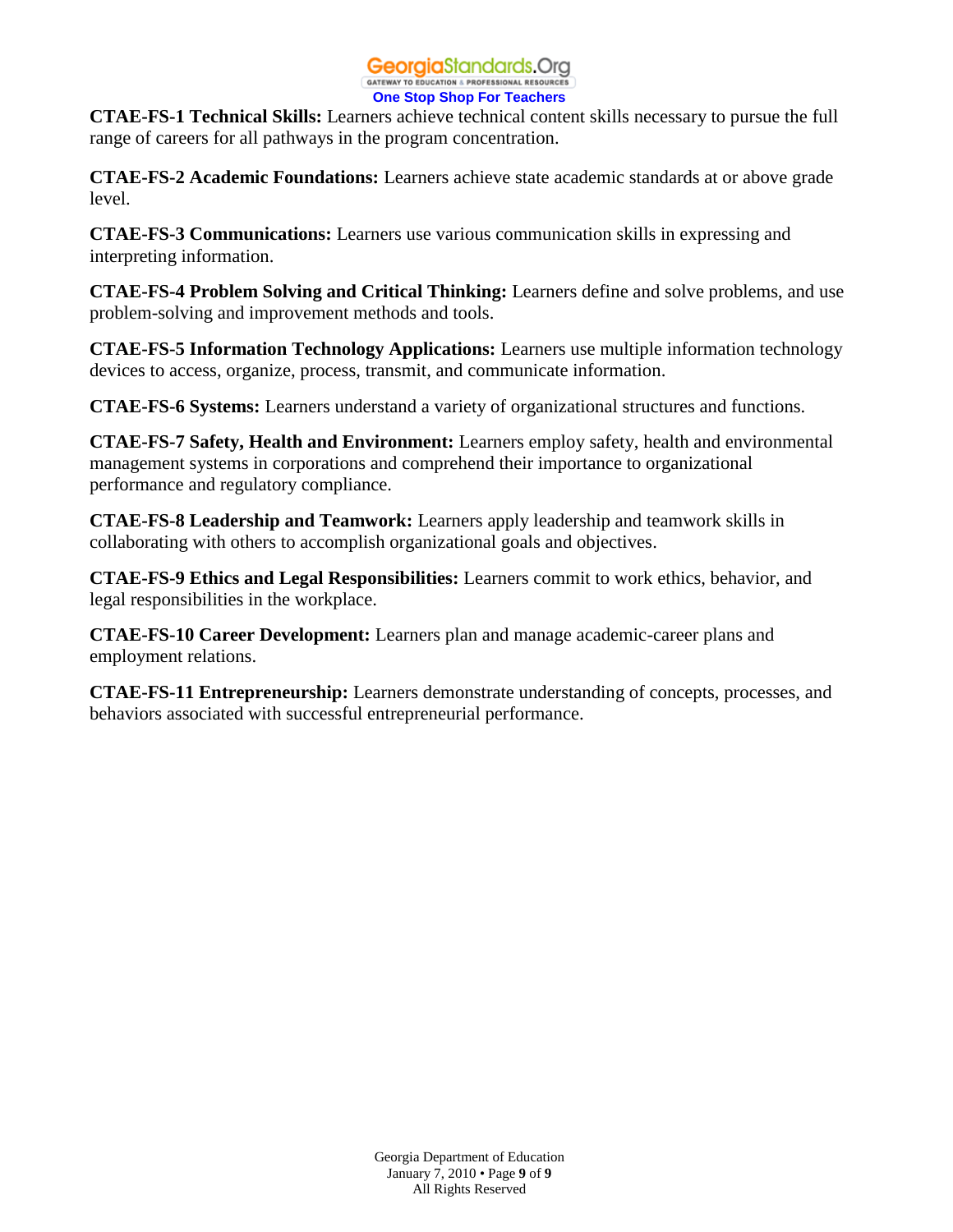**CTAE-FS-1 Technical Skills:** Learners achieve technical content skills necessary to pursue the full range of careers for all pathways in the program concentration.

**CTAE-FS-2 Academic Foundations:** Learners achieve state academic standards at or above grade level.

**CTAE-FS-3 Communications:** Learners use various communication skills in expressing and interpreting information.

**CTAE-FS-4 Problem Solving and Critical Thinking:** Learners define and solve problems, and use problem-solving and improvement methods and tools.

**CTAE-FS-5 Information Technology Applications:** Learners use multiple information technology devices to access, organize, process, transmit, and communicate information.

**CTAE-FS-6 Systems:** Learners understand a variety of organizational structures and functions.

**CTAE-FS-7 Safety, Health and Environment:** Learners employ safety, health and environmental management systems in corporations and comprehend their importance to organizational performance and regulatory compliance.

**CTAE-FS-8 Leadership and Teamwork:** Learners apply leadership and teamwork skills in collaborating with others to accomplish organizational goals and objectives.

**CTAE-FS-9 Ethics and Legal Responsibilities:** Learners commit to work ethics, behavior, and legal responsibilities in the workplace.

**CTAE-FS-10 Career Development:** Learners plan and manage academic-career plans and employment relations.

**CTAE-FS-11 Entrepreneurship:** Learners demonstrate understanding of concepts, processes, and behaviors associated with successful entrepreneurial performance.